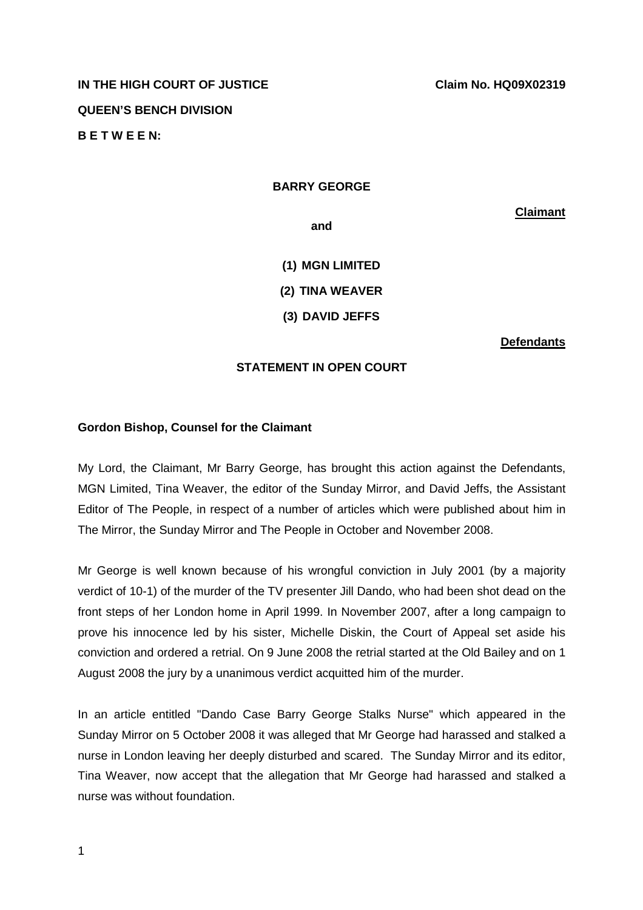**IN THE HIGH COURT OF JUSTICE** **Claim No. HQ09X02319**

**QUEEN'S BENCH DIVISION**

**B E T W E E N:**

**BARRY GEORGE**

**Claimant**

**and**

**(1) MGN LIMITED**

**(2) TINA WEAVER**

**(3) DAVID JEFFS**

**Defendants**

**STATEMENT IN OPEN COURT**

**Gordon Bishop, Counsel for the Claimant**

My Lord, the Claimant, Mr Barry George, has brought this action against the Defendants, MGN Limited, Tina Weaver, the editor of the Sunday Mirror, and David Jeffs, the Assistant Editor of The People, in respect of a number of articles which were published about him in The Mirror, the Sunday Mirror and The People in October and November 2008.

Mr George is well known because of his wrongful conviction in July 2001 (by a majority verdict of 10-1) of the murder of the TV presenter Jill Dando, who had been shot dead on the front steps of her London home in April 1999. In November 2007, after a long campaign to prove his innocence led by his sister, Michelle Diskin, the Court of Appeal set aside his conviction and ordered a retrial. On 9 June 2008 the retrial started at the Old Bailey and on 1 August 2008 the jury by a unanimous verdict acquitted him of the murder.

In an article entitled "Dando Case Barry George Stalks Nurse" which appeared in the Sunday Mirror on 5 October 2008 it was alleged that Mr George had harassed and stalked a nurse in London leaving her deeply disturbed and scared. The Sunday Mirror and its editor, Tina Weaver, now accept that the allegation that Mr George had harassed and stalked a nurse was without foundation.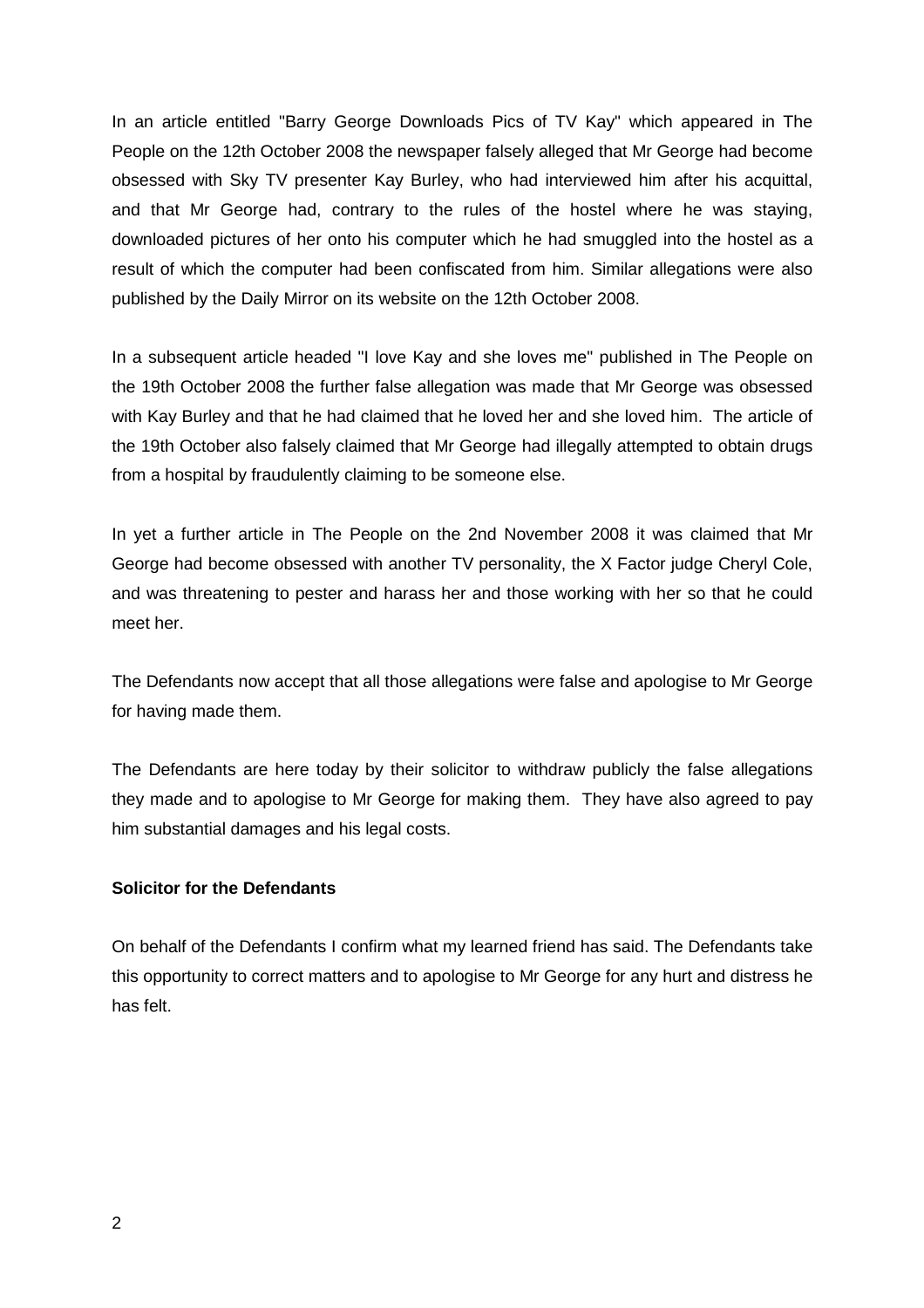In an article entitled "Barry George Downloads Pics of TV Kay" which appeared in The People on the 12th October 2008 the newspaper falsely alleged that Mr George had become obsessed with Sky TV presenter Kay Burley, who had interviewed him after his acquittal, and that Mr George had, contrary to the rules of the hostel where he was staying, downloaded pictures of her onto his computer which he had smuggled into the hostel as a result of which the computer had been confiscated from him. Similar allegations were also published by the Daily Mirror on its website on the 12th October 2008.

In a subsequent article headed "I love Kay and she loves me" published in The People on the 19th October 2008 the further false allegation was made that Mr George was obsessed with Kay Burley and that he had claimed that he loved her and she loved him. The article of the 19th October also falsely claimed that Mr George had illegally attempted to obtain drugs from a hospital by fraudulently claiming to be someone else.

In yet a further article in The People on the 2nd November 2008 it was claimed that Mr George had become obsessed with another TV personality, the X Factor judge Cheryl Cole, and was threatening to pester and harass her and those working with her so that he could meet her.

The Defendants now accept that all those allegations were false and apologise to Mr George for having made them.

The Defendants are here today by their solicitor to withdraw publicly the false allegations they made and to apologise to Mr George for making them. They have also agreed to pay him substantial damages and his legal costs.

**Solicitor for the Defendants**

On behalf of the Defendants I confirm what my learned friend has said. The Defendants take this opportunity to correct matters and to apologise to Mr George for any hurt and distress he has felt.